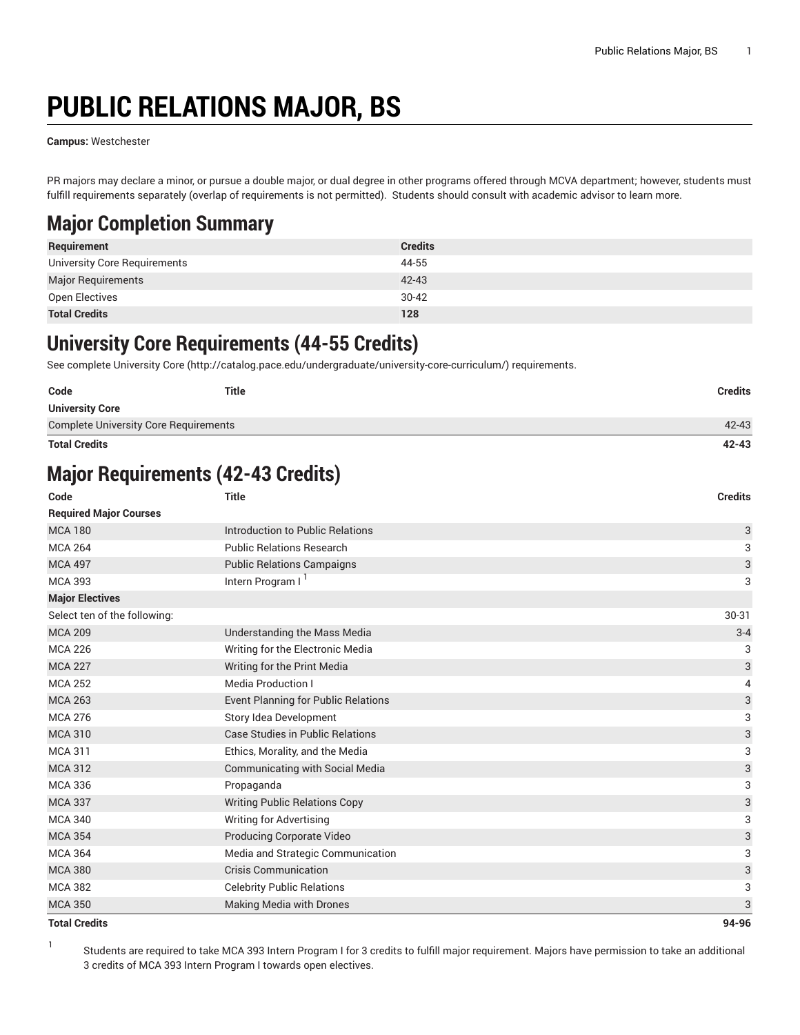# PUBLIC RELATIONS MAJOR, BS

**Campus:** Westchester

PR majors may declare a minor, or pursue a double major, or dual degree in other programs offered through MCVA department; however, students must fulfill requirements separately (overlap of requirements is not permitted). Students should consult with academic advisor to learn more.

## Major Completion Summary

| Requirement | Credits |
|---|---|
| University Core Requirements | 44-55 |
| Major Requirements | 42-43 |
| Open Electives | 30-42 |
| **Total Credits** | **128** |

## University Core Requirements (44-55 Credits)

See complete University Core (http://catalog.pace.edu/undergraduate/university-core-curriculum/) requirements.

| Code | Title | Credits |
|---|---|---|
| **University Core** | | |
| Complete University Core Requirements | | 42-43 |
| **Total Credits** | | **42-43** |

## Major Requirements (42-43 Credits)

| Code | Title | Credits |
|---|---|---|
| **Required Major Courses** | | |
| MCA 180 | Introduction to Public Relations | 3 |
| MCA 264 | Public Relations Research | 3 |
| MCA 497 | Public Relations Campaigns | 3 |
| MCA 393 | Intern Program I [1] | 3 |
| **Major Electives** | | |
| Select ten of the following: | | 30-31 |
| MCA 209 | Understanding the Mass Media | 3-4 |
| MCA 226 | Writing for the Electronic Media | 3 |
| MCA 227 | Writing for the Print Media | 3 |
| MCA 252 | Media Production I | 4 |
| MCA 263 | Event Planning for Public Relations | 3 |
| MCA 276 | Story Idea Development | 3 |
| MCA 310 | Case Studies in Public Relations | 3 |
| MCA 311 | Ethics, Morality, and the Media | 3 |
| MCA 312 | Communicating with Social Media | 3 |
| MCA 336 | Propaganda | 3 |
| MCA 337 | Writing Public Relations Copy | 3 |
| MCA 340 | Writing for Advertising | 3 |
| MCA 354 | Producing Corporate Video | 3 |
| MCA 364 | Media and Strategic Communication | 3 |
| MCA 380 | Crisis Communication | 3 |
| MCA 382 | Celebrity Public Relations | 3 |
| MCA 350 | Making Media with Drones | 3 |
| **Total Credits** | | **94-96** |

1. Students are required to take MCA 393 Intern Program I for 3 credits to fulfill major requirement. Majors have permission to take an additional 3 credits of MCA 393 Intern Program I towards open electives.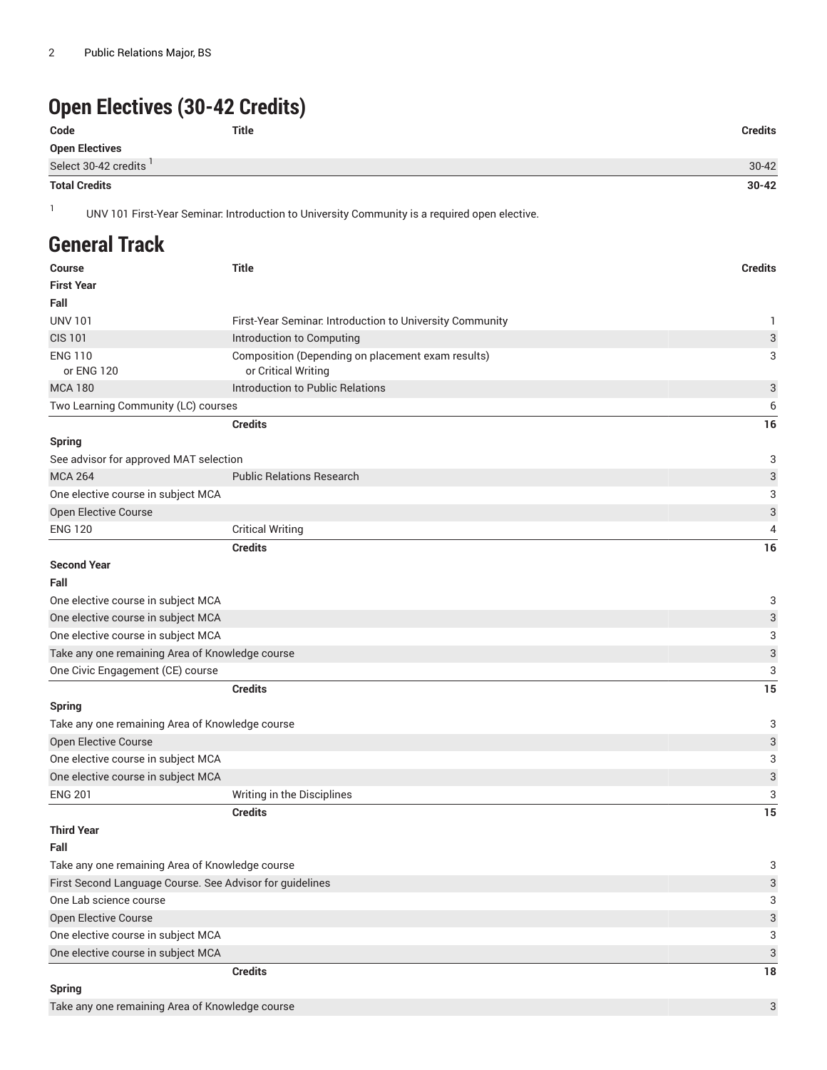# Open Electives (30-42 Credits)

| Code | Title | Credits |
| --- | --- | --- |
| **Open Electives** | | |
| Select 30-42 credits [1] | | 30-42 |
| **Total Credits** | | **30-42** |

[1] UNV 101 First-Year Seminar: Introduction to University Community is a required open elective.

# General Track

| Course | Title | Credits |
| --- | --- | --- |
| **First Year** | | |
| **Fall** | | |
| UNV 101 | First-Year Seminar: Introduction to University Community | 1 |
| CIS 101 | Introduction to Computing | 3 |
| ENG 110 or ENG 120 | Composition (Depending on placement exam results) or Critical Writing | 3 |
| MCA 180 | Introduction to Public Relations | 3 |
| Two Learning Community (LC) courses | | 6 |
| | **Credits** | **16** |
| **Spring** | | |
| See advisor for approved MAT selection | | 3 |
| MCA 264 | Public Relations Research | 3 |
| One elective course in subject MCA | | 3 |
| Open Elective Course | | 3 |
| ENG 120 | Critical Writing | 4 |
| | **Credits** | **16** |
| **Second Year** | | |
| **Fall** | | |
| One elective course in subject MCA | | 3 |
| One elective course in subject MCA | | 3 |
| One elective course in subject MCA | | 3 |
| Take any one remaining Area of Knowledge course | | 3 |
| One Civic Engagement (CE) course | | 3 |
| | **Credits** | **15** |
| **Spring** | | |
| Take any one remaining Area of Knowledge course | | 3 |
| Open Elective Course | | 3 |
| One elective course in subject MCA | | 3 |
| One elective course in subject MCA | | 3 |
| ENG 201 | Writing in the Disciplines | 3 |
| | **Credits** | **15** |
| **Third Year** | | |
| **Fall** | | |
| Take any one remaining Area of Knowledge course | | 3 |
| First Second Language Course. See Advisor for guidelines | | 3 |
| One Lab science course | | 3 |
| Open Elective Course | | 3 |
| One elective course in subject MCA | | 3 |
| One elective course in subject MCA | | 3 |
| | **Credits** | **18** |
| **Spring** | | |
| Take any one remaining Area of Knowledge course | | 3 |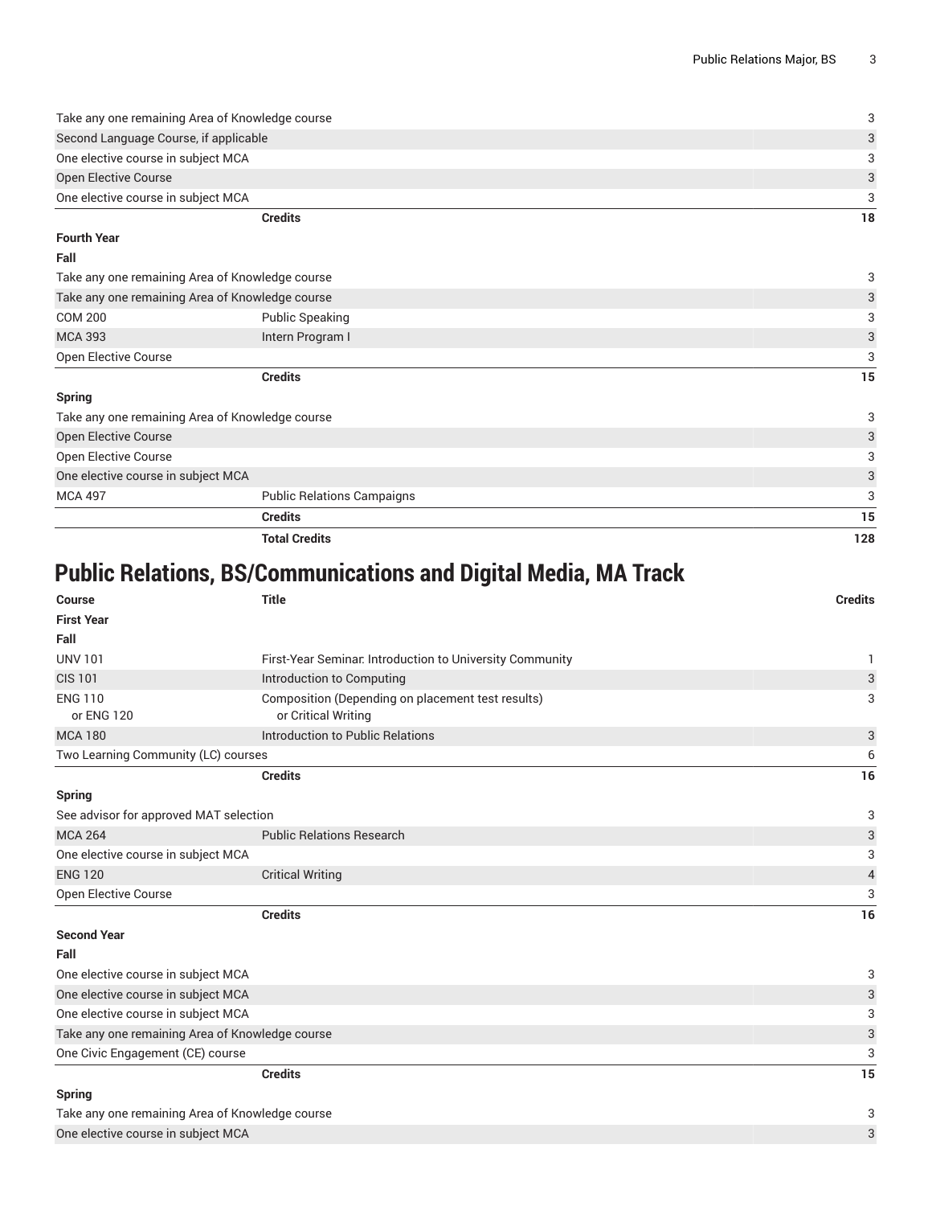| | | |
|---|---|---|
| Take any one remaining Area of Knowledge course | | 3 |
| Second Language Course, if applicable | | 3 |
| One elective course in subject MCA | | 3 |
| Open Elective Course | | 3 |
| One elective course in subject MCA | | 3 |
| | **Credits** | **18** |
| **Fourth Year** | | |
| **Fall** | | |
| Take any one remaining Area of Knowledge course | | 3 |
| Take any one remaining Area of Knowledge course | | 3 |
| COM 200 | Public Speaking | 3 |
| MCA 393 | Intern Program I | 3 |
| Open Elective Course | | 3 |
| | **Credits** | **15** |
| **Spring** | | |
| Take any one remaining Area of Knowledge course | | 3 |
| Open Elective Course | | 3 |
| Open Elective Course | | 3 |
| One elective course in subject MCA | | 3 |
| MCA 497 | Public Relations Campaigns | 3 |
| | **Credits** | **15** |
| | **Total Credits** | **128** |

# Public Relations, BS/Communications and Digital Media, MA Track

| Course | Title | Credits |
|---|---|---|
| **First Year** | | |
| **Fall** | | |
| UNV 101 | First-Year Seminar: Introduction to University Community | 1 |
| CIS 101 | Introduction to Computing | 3 |
| ENG 110 or ENG 120 | Composition (Depending on placement test results) or Critical Writing | 3 |
| MCA 180 | Introduction to Public Relations | 3 |
| Two Learning Community (LC) courses | | 6 |
| | **Credits** | **16** |
| **Spring** | | |
| See advisor for approved MAT selection | | 3 |
| MCA 264 | Public Relations Research | 3 |
| One elective course in subject MCA | | 3 |
| ENG 120 | Critical Writing | 4 |
| Open Elective Course | | 3 |
| | **Credits** | **16** |
| **Second Year** | | |
| **Fall** | | |
| One elective course in subject MCA | | 3 |
| One elective course in subject MCA | | 3 |
| One elective course in subject MCA | | 3 |
| Take any one remaining Area of Knowledge course | | 3 |
| One Civic Engagement (CE) course | | 3 |
| | **Credits** | **15** |
| **Spring** | | |
| Take any one remaining Area of Knowledge course | | 3 |
| One elective course in subject MCA | | 3 |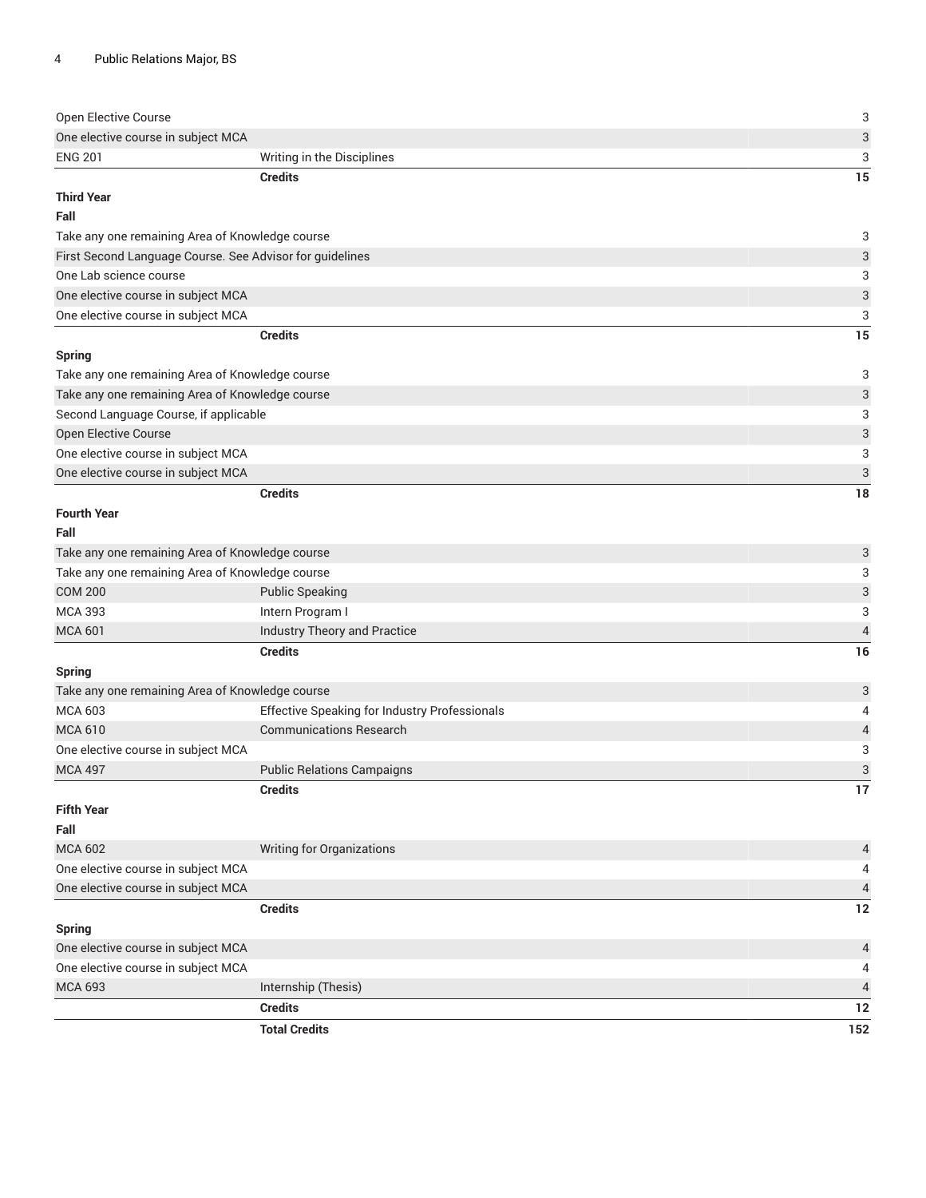| | | |
|---|---|---|
| Open Elective Course | | 3 |
| One elective course in subject MCA | | 3 |
| ENG 201 | Writing in the Disciplines | 3 |
| | **Credits** | **15** |
| **Third Year** | | |
| **Fall** | | |
| Take any one remaining Area of Knowledge course | | 3 |
| First Second Language Course. See Advisor for guidelines | | 3 |
| One Lab science course | | 3 |
| One elective course in subject MCA | | 3 |
| One elective course in subject MCA | | 3 |
| | **Credits** | **15** |
| **Spring** | | |
| Take any one remaining Area of Knowledge course | | 3 |
| Take any one remaining Area of Knowledge course | | 3 |
| Second Language Course, if applicable | | 3 |
| Open Elective Course | | 3 |
| One elective course in subject MCA | | 3 |
| One elective course in subject MCA | | 3 |
| | **Credits** | **18** |
| **Fourth Year** | | |
| **Fall** | | |
| Take any one remaining Area of Knowledge course | | 3 |
| Take any one remaining Area of Knowledge course | | 3 |
| COM 200 | Public Speaking | 3 |
| MCA 393 | Intern Program I | 3 |
| MCA 601 | Industry Theory and Practice | 4 |
| | **Credits** | **16** |
| **Spring** | | |
| Take any one remaining Area of Knowledge course | | 3 |
| MCA 603 | Effective Speaking for Industry Professionals | 4 |
| MCA 610 | Communications Research | 4 |
| One elective course in subject MCA | | 3 |
| MCA 497 | Public Relations Campaigns | 3 |
| | **Credits** | **17** |
| **Fifth Year** | | |
| **Fall** | | |
| MCA 602 | Writing for Organizations | 4 |
| One elective course in subject MCA | | 4 |
| One elective course in subject MCA | | 4 |
| | **Credits** | **12** |
| **Spring** | | |
| One elective course in subject MCA | | 4 |
| One elective course in subject MCA | | 4 |
| MCA 693 | Internship (Thesis) | 4 |
| | **Credits** | **12** |
| | **Total Credits** | **152** |